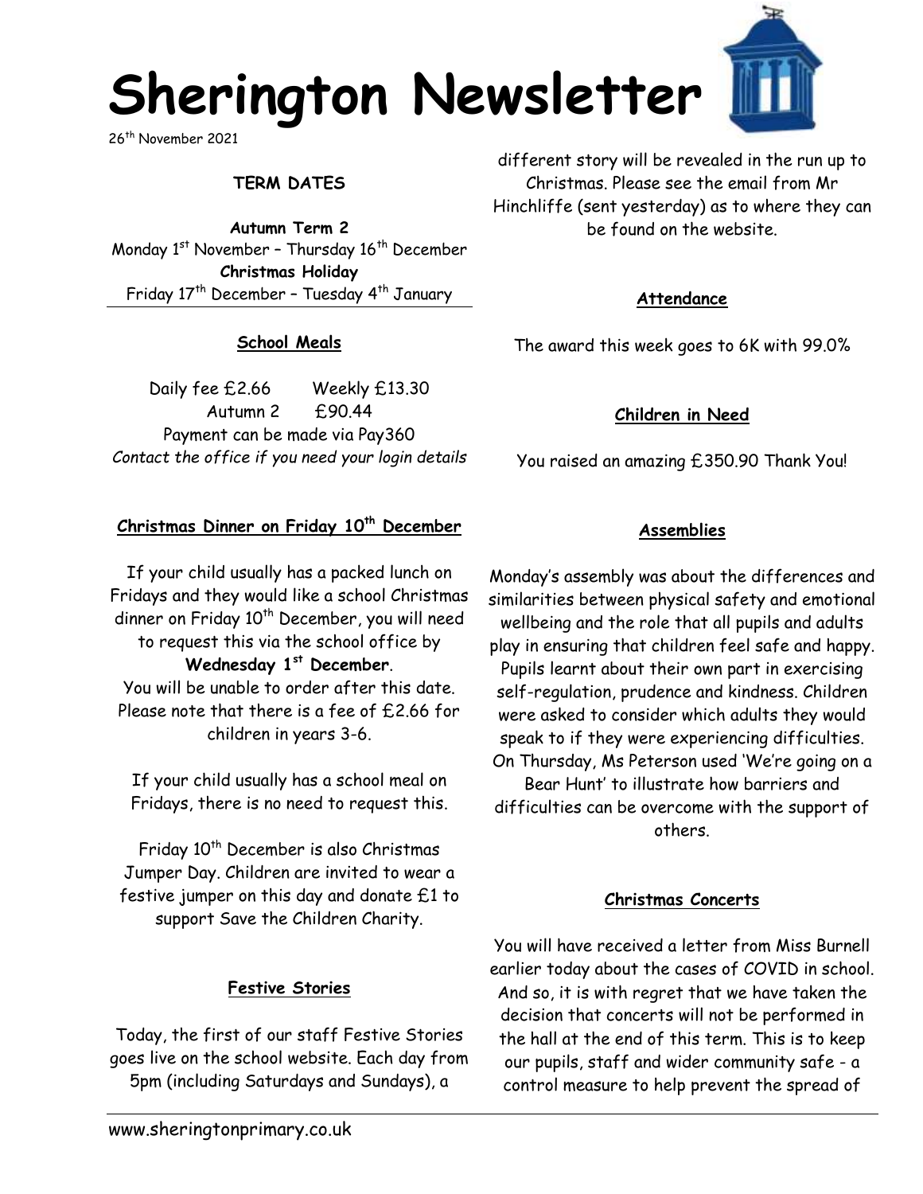# Sherington Newsletter

26th November 2021

## TERM DATES

**Autumn Term 2**
Monday 1st November – Thursday 16th December
**Christmas Holiday**
Friday 17th December – Tuesday 4th January

### School Meals

Daily fee £2.66 Weekly £13.30
Autumn 2 £90.44
Payment can be made via Pay360
*Contact the office if you need your login details*

### Christmas Dinner on Friday 10th December

If your child usually has a packed lunch on Fridays and they would like a school Christmas dinner on Friday 10th December, you will need to request this via the school office by **Wednesday 1st December**.
You will be unable to order after this date. Please note that there is a fee of £2.66 for children in years 3-6.

If your child usually has a school meal on Fridays, there is no need to request this.

Friday 10th December is also Christmas Jumper Day. Children are invited to wear a festive jumper on this day and donate £1 to support Save the Children Charity.

### Festive Stories

Today, the first of our staff Festive Stories goes live on the school website. Each day from 5pm (including Saturdays and Sundays), a different story will be revealed in the run up to Christmas. Please see the email from Mr Hinchliffe (sent yesterday) as to where they can be found on the website.

### Attendance

The award this week goes to 6K with 99.0%

### Children in Need

You raised an amazing £350.90 Thank You!

### Assemblies

Monday's assembly was about the differences and similarities between physical safety and emotional wellbeing and the role that all pupils and adults play in ensuring that children feel safe and happy. Pupils learnt about their own part in exercising self-regulation, prudence and kindness. Children were asked to consider which adults they would speak to if they were experiencing difficulties. On Thursday, Ms Peterson used 'We're going on a Bear Hunt' to illustrate how barriers and difficulties can be overcome with the support of others.

### Christmas Concerts

You will have received a letter from Miss Burnell earlier today about the cases of COVID in school. And so, it is with regret that we have taken the decision that concerts will not be performed in the hall at the end of this term. This is to keep our pupils, staff and wider community safe - a control measure to help prevent the spread of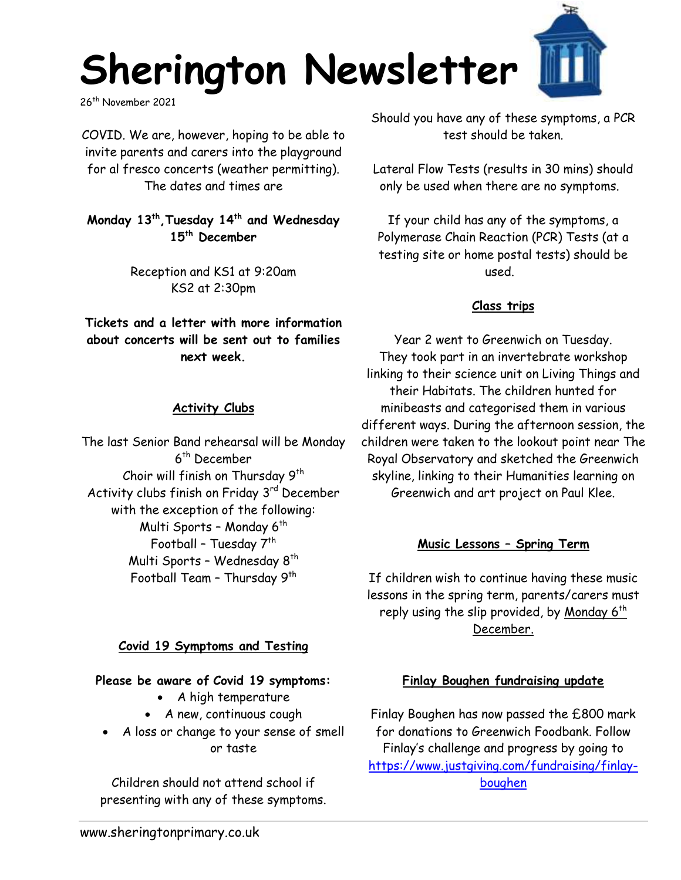# Sherington Newsletter

26th November 2021

COVID. We are, however, hoping to be able to invite parents and carers into the playground for al fresco concerts (weather permitting). The dates and times are

**Monday 13th, Tuesday 14th and Wednesday 15th December**

Reception and KS1 at 9:20am
KS2 at 2:30pm

**Tickets and a letter with more information about concerts will be sent out to families next week.**

## Activity Clubs

The last Senior Band rehearsal will be Monday 6th December
Choir will finish on Thursday 9th
Activity clubs finish on Friday 3rd December with the exception of the following:
Multi Sports – Monday 6th
Football – Tuesday 7th
Multi Sports – Wednesday 8th
Football Team – Thursday 9th

## Covid 19 Symptoms and Testing

**Please be aware of Covid 19 symptoms:**

- A high temperature
- A new, continuous cough
- A loss or change to your sense of smell or taste

Children should not attend school if presenting with any of these symptoms.

Should you have any of these symptoms, a PCR test should be taken.

Lateral Flow Tests (results in 30 mins) should only be used when there are no symptoms.

If your child has any of the symptoms, a Polymerase Chain Reaction (PCR) Tests (at a testing site or home postal tests) should be used.

## Class trips

Year 2 went to Greenwich on Tuesday. They took part in an invertebrate workshop linking to their science unit on Living Things and their Habitats. The children hunted for minibeasts and categorised them in various different ways. During the afternoon session, the children were taken to the lookout point near The Royal Observatory and sketched the Greenwich skyline, linking to their Humanities learning on Greenwich and art project on Paul Klee.

## Music Lessons – Spring Term

If children wish to continue having these music lessons in the spring term, parents/carers must reply using the slip provided, by Monday 6th December.

## Finlay Boughen fundraising update

Finlay Boughen has now passed the £800 mark for donations to Greenwich Foodbank. Follow Finlay's challenge and progress by going to https://www.justgiving.com/fundraising/finlay-boughen

www.sheringtonprimary.co.uk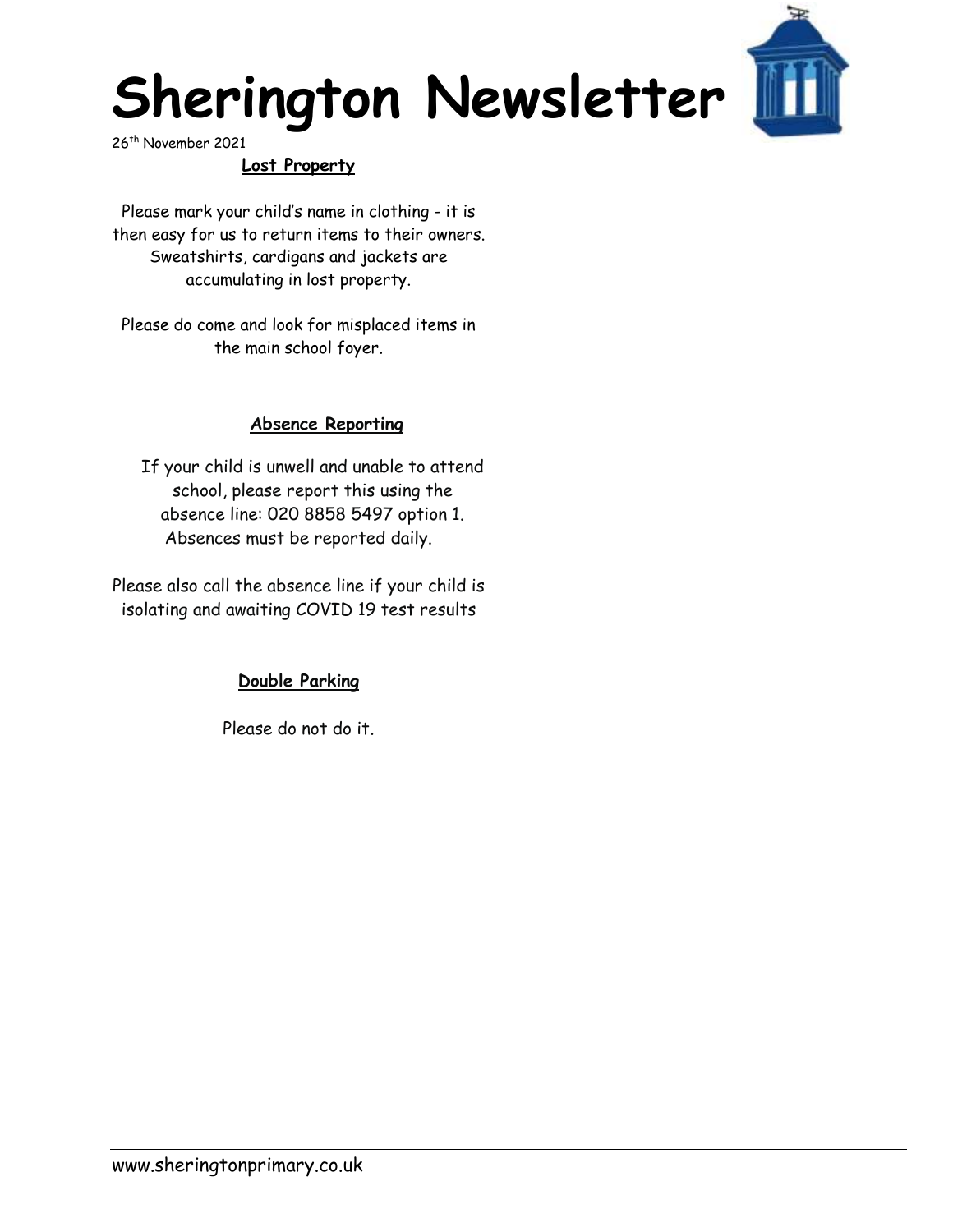# Sherington Newsletter

26th November 2021

## Lost Property

Please mark your child's name in clothing - it is then easy for us to return items to their owners. Sweatshirts, cardigans and jackets are accumulating in lost property.

Please do come and look for misplaced items in the main school foyer.

## Absence Reporting

If your child is unwell and unable to attend school, please report this using the absence line: 020 8858 5497 option 1. Absences must be reported daily.

Please also call the absence line if your child is isolating and awaiting COVID 19 test results

## Double Parking

Please do not do it.

www.sheringtonprimary.co.uk